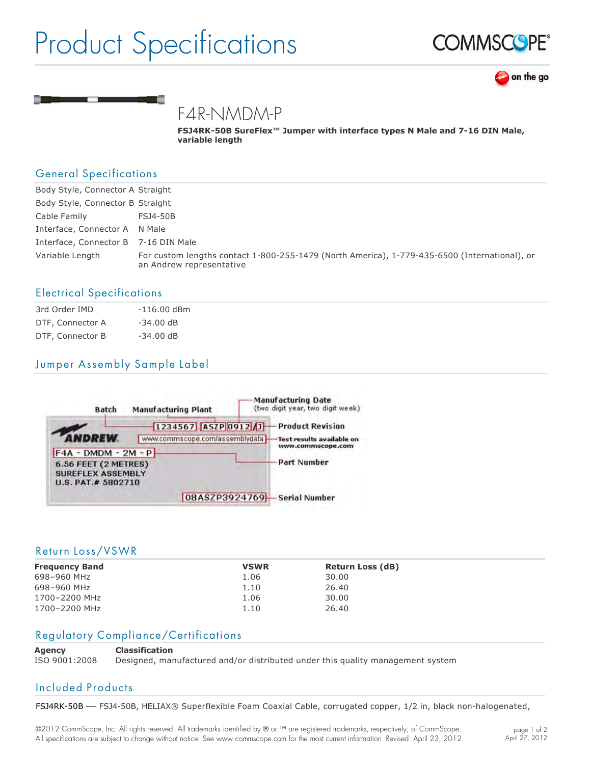# Product Specifications

## F4R-NMDM-P

**FSJ4RK-50B SureFlex™ Jumper with interface types N Male and 7-16 DIN Male, variable length**

## General Specifications

| | |
|---|---|
| Body Style, Connector A | Straight |
| Body Style, Connector B | Straight |
| Cable Family | FSJ4-50B |
| Interface, Connector A | N Male |
| Interface, Connector B | 7-16 DIN Male |
| Variable Length | For custom lengths contact 1-800-255-1479 (North America), 1-779-435-6500 (International), or an Andrew representative |

## Electrical Specifications

| | |
|---|---|
| 3rd Order IMD | -116.00 dBm |
| DTF, Connector A | -34.00 dB |
| DTF, Connector B | -34.00 dB |

## Jumper Assembly Sample Label

Batch — 1234567
Manufacturing Plant — ASZP
Manufacturing Date (two digit year, two digit week) — 0912
Product Revision — J
Test results available on www.commscope.com — www.commscope.com/assemblydata
Part Number — F4A - DMDM - 2M - P
Serial Number — 08ASZP3924769

ANDREW
6.56 FEET (2 METRES)
SUREFLEX ASSEMBLY
U.S. PAT.# 5802710

## Return Loss/VSWR

| Frequency Band | VSWR | Return Loss (dB) |
|---|---|---|
| 698–960 MHz | 1.06 | 30.00 |
| 698–960 MHz | 1.10 | 26.40 |
| 1700–2200 MHz | 1.06 | 30.00 |
| 1700–2200 MHz | 1.10 | 26.40 |

## Regulatory Compliance/Certifications

| Agency | Classification |
|---|---|
| ISO 9001:2008 | Designed, manufactured and/or distributed under this quality management system |

## Included Products

FSJ4RK-50B — FSJ4-50B, HELIAX® Superflexible Foam Coaxial Cable, corrugated copper, 1/2 in, black non-halogenated,

©2012 CommScope, Inc. All rights reserved. All trademarks identified by ® or ™ are registered trademarks, respectively, of CommScope. All specifications are subject to change without notice. See www.commscope.com for the most current information. Revised: April 23, 2012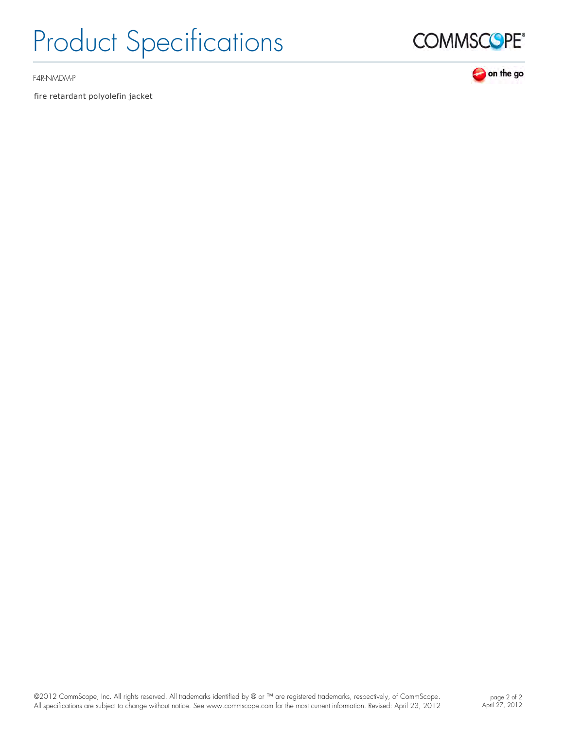fire retardant polyolefin jacket